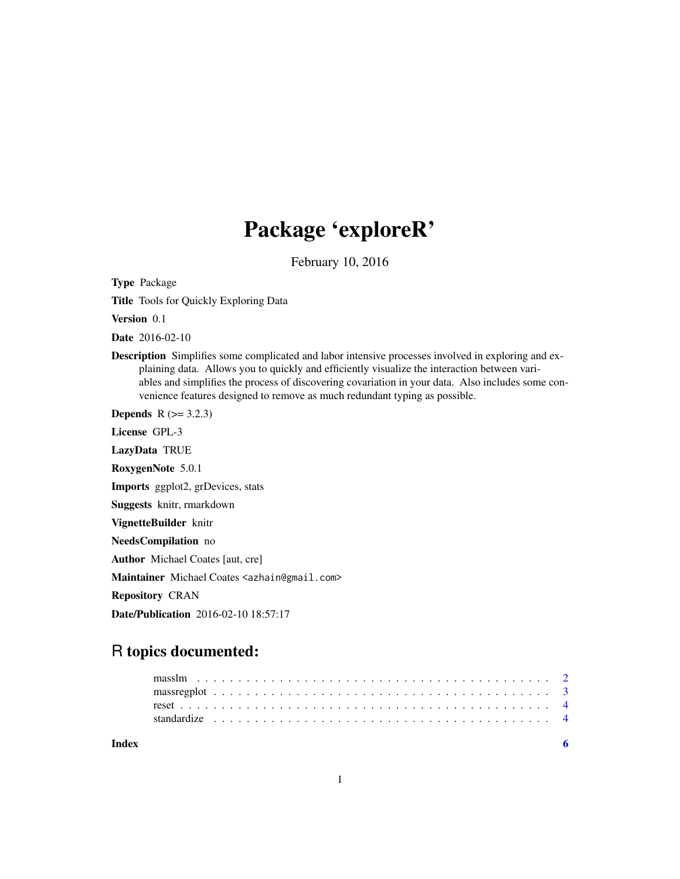# Package 'exploreR'

February 10, 2016

**Type** Package

**Title** Tools for Quickly Exploring Data

**Version** 0.1

**Date** 2016-02-10

**Description** Simplifies some complicated and labor intensive processes involved in exploring and explaining data. Allows you to quickly and efficiently visualize the interaction between variables and simplifies the process of discovering covariation in your data. Also includes some convenience features designed to remove as much redundant typing as possible.

**Depends** R (>= 3.2.3)

**License** GPL-3

**LazyData** TRUE

**RoxygenNote** 5.0.1

**Imports** ggplot2, grDevices, stats

**Suggests** knitr, rmarkdown

**VignetteBuilder** knitr

**NeedsCompilation** no

**Author** Michael Coates [aut, cre]

**Maintainer** Michael Coates <azhain@gmail.com>

**Repository** CRAN

**Date/Publication** 2016-02-10 18:57:17

## R topics documented:

- masslm . . . . . . . . . . . . . . . . . . . . . . . . . . . . . . . . . . . . . . . . . . 2
- massregplot . . . . . . . . . . . . . . . . . . . . . . . . . . . . . . . . . . . . . . . 3
- reset . . . . . . . . . . . . . . . . . . . . . . . . . . . . . . . . . . . . . . . . . . . 4
- standardize . . . . . . . . . . . . . . . . . . . . . . . . . . . . . . . . . . . . . . . 4

**Index** 6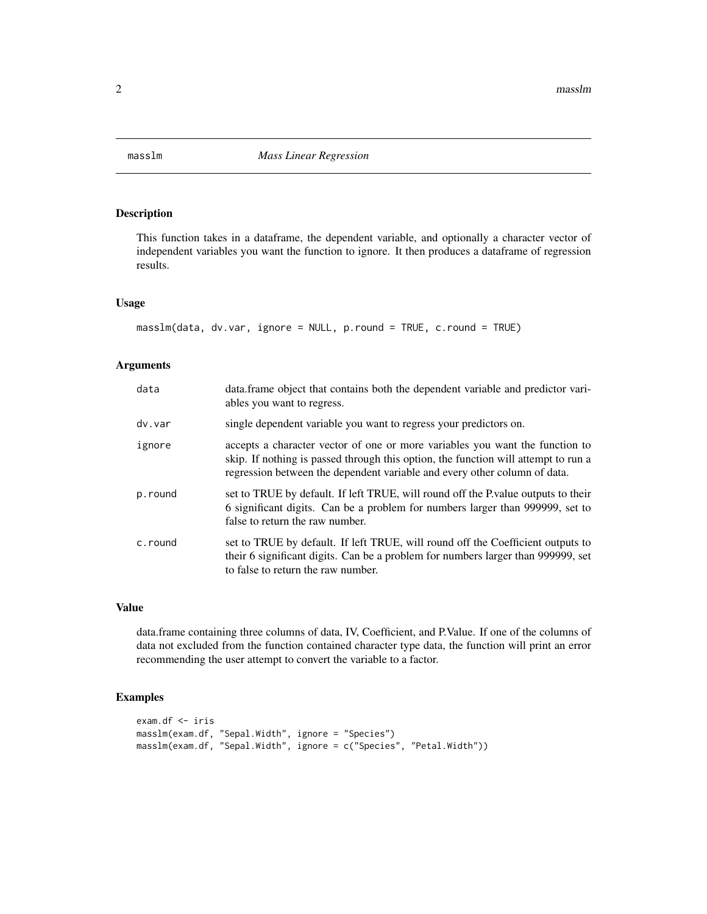# masslm *Mass Linear Regression*

## Description

This function takes in a dataframe, the dependent variable, and optionally a character vector of independent variables you want the function to ignore. It then produces a dataframe of regression results.

## Usage

```
masslm(data, dv.var, ignore = NULL, p.round = TRUE, c.round = TRUE)
```

## Arguments

| | |
|---|---|
| data | data.frame object that contains both the dependent variable and predictor variables you want to regress. |
| dv.var | single dependent variable you want to regress your predictors on. |
| ignore | accepts a character vector of one or more variables you want the function to skip. If nothing is passed through this option, the function will attempt to run a regression between the dependent variable and every other column of data. |
| p.round | set to TRUE by default. If left TRUE, will round off the P.value outputs to their 6 significant digits. Can be a problem for numbers larger than 999999, set to false to return the raw number. |
| c.round | set to TRUE by default. If left TRUE, will round off the Coefficient outputs to their 6 significant digits. Can be a problem for numbers larger than 999999, set to false to return the raw number. |

## Value

data.frame containing three columns of data, IV, Coefficient, and P.Value. If one of the columns of data not excluded from the function contained character type data, the function will print an error recommending the user attempt to convert the variable to a factor.

## Examples

```
exam.df <- iris
masslm(exam.df, "Sepal.Width", ignore = "Species")
masslm(exam.df, "Sepal.Width", ignore = c("Species", "Petal.Width"))
```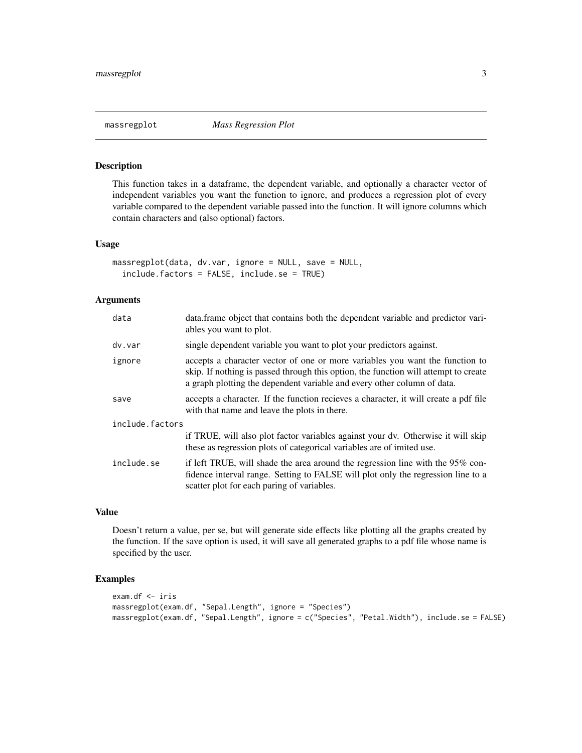# massregplot *Mass Regression Plot*

## Description

This function takes in a dataframe, the dependent variable, and optionally a character vector of independent variables you want the function to ignore, and produces a regression plot of every variable compared to the dependent variable passed into the function. It will ignore columns which contain characters and (also optional) factors.

## Usage

```
massregplot(data, dv.var, ignore = NULL, save = NULL,
  include.factors = FALSE, include.se = TRUE)
```

## Arguments

| | |
|---|---|
| data | data.frame object that contains both the dependent variable and predictor variables you want to plot. |
| dv.var | single dependent variable you want to plot your predictors against. |
| ignore | accepts a character vector of one or more variables you want the function to skip. If nothing is passed through this option, the function will attempt to create a graph plotting the dependent variable and every other column of data. |
| save | accepts a character. If the function recieves a character, it will create a pdf file with that name and leave the plots in there. |
| include.factors | if TRUE, will also plot factor variables against your dv. Otherwise it will skip these as regression plots of categorical variables are of imited use. |
| include.se | if left TRUE, will shade the area around the regression line with the 95% confidence interval range. Setting to FALSE will plot only the regression line to a scatter plot for each paring of variables. |

## Value

Doesn't return a value, per se, but will generate side effects like plotting all the graphs created by the function. If the save option is used, it will save all generated graphs to a pdf file whose name is specified by the user.

## Examples

```
exam.df <- iris
massregplot(exam.df, "Sepal.Length", ignore = "Species")
massregplot(exam.df, "Sepal.Length", ignore = c("Species", "Petal.Width"), include.se = FALSE)
```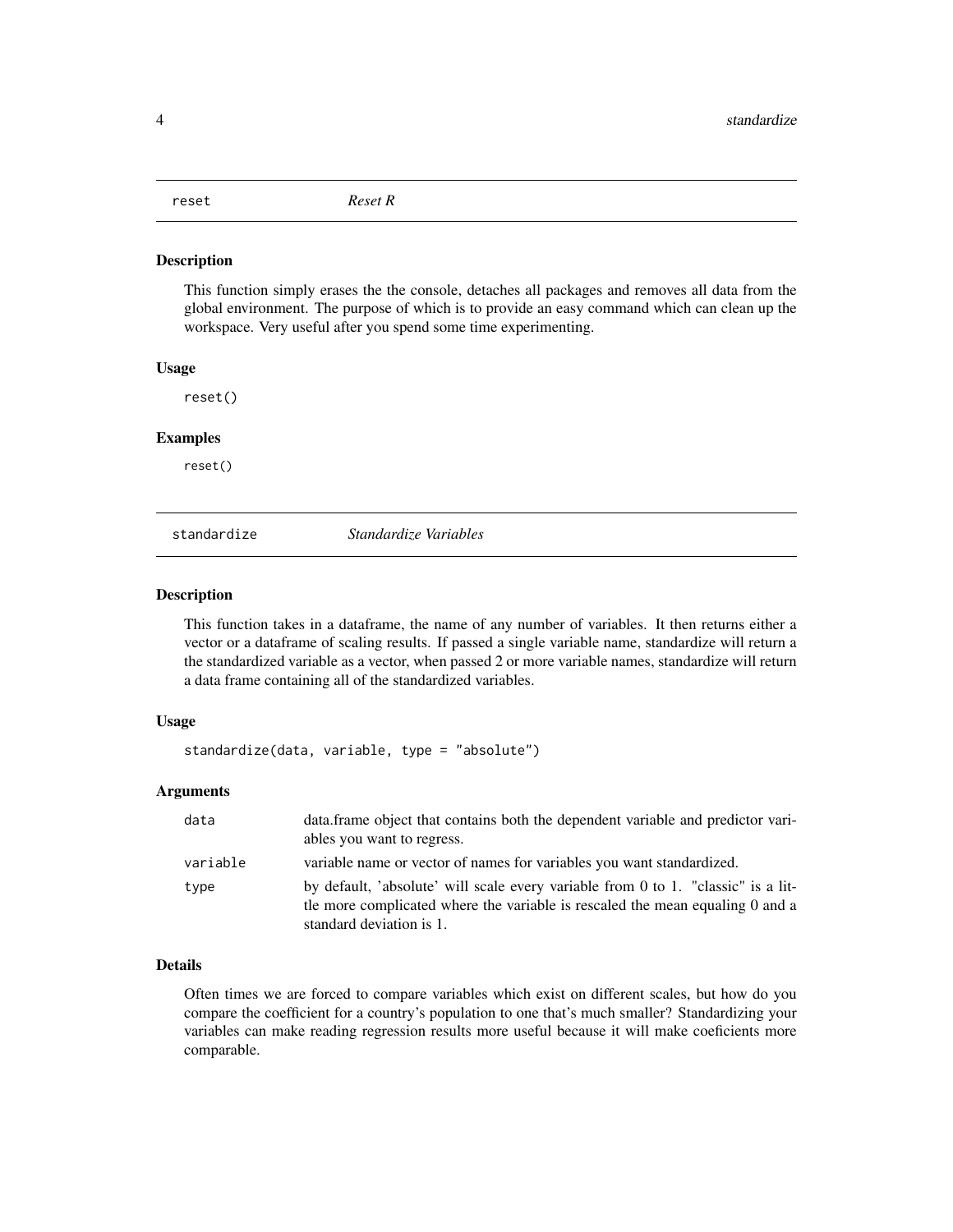## reset — *Reset R*

### Description

This function simply erases the the console, detaches all packages and removes all data from the global environment. The purpose of which is to provide an easy command which can clean up the workspace. Very useful after you spend some time experimenting.

### Usage

```
reset()
```

### Examples

```
reset()
```

## standardize — *Standardize Variables*

### Description

This function takes in a dataframe, the name of any number of variables. It then returns either a vector or a dataframe of scaling results. If passed a single variable name, standardize will return a the standardized variable as a vector, when passed 2 or more variable names, standardize will return a data frame containing all of the standardized variables.

### Usage

```
standardize(data, variable, type = "absolute")
```

### Arguments

| | |
|---|---|
| `data` | data.frame object that contains both the dependent variable and predictor variables you want to regress. |
| `variable` | variable name or vector of names for variables you want standardized. |
| `type` | by default, 'absolute' will scale every variable from 0 to 1. "classic" is a little more complicated where the variable is rescaled the mean equaling 0 and a standard deviation is 1. |

### Details

Often times we are forced to compare variables which exist on different scales, but how do you compare the coefficient for a country's population to one that's much smaller? Standardizing your variables can make reading regression results more useful because it will make coeficients more comparable.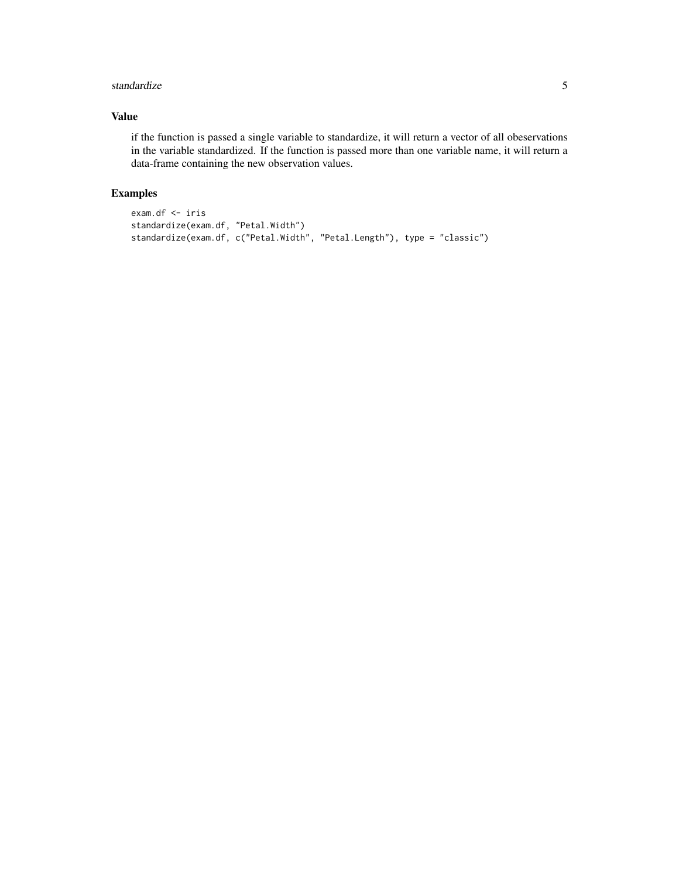## Value

if the function is passed a single variable to standardize, it will return a vector of all obeservations in the variable standardized. If the function is passed more than one variable name, it will return a data-frame containing the new observation values.

## Examples

```
exam.df <- iris
standardize(exam.df, "Petal.Width")
standardize(exam.df, c("Petal.Width", "Petal.Length"), type = "classic")
```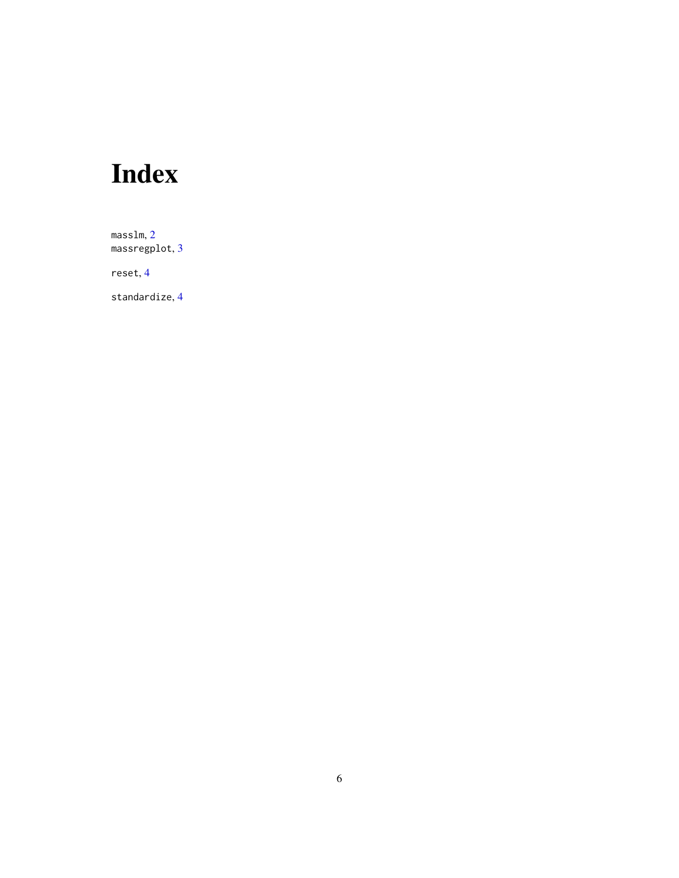# Index

masslm, 2
massregplot, 3

reset, 4

standardize, 4